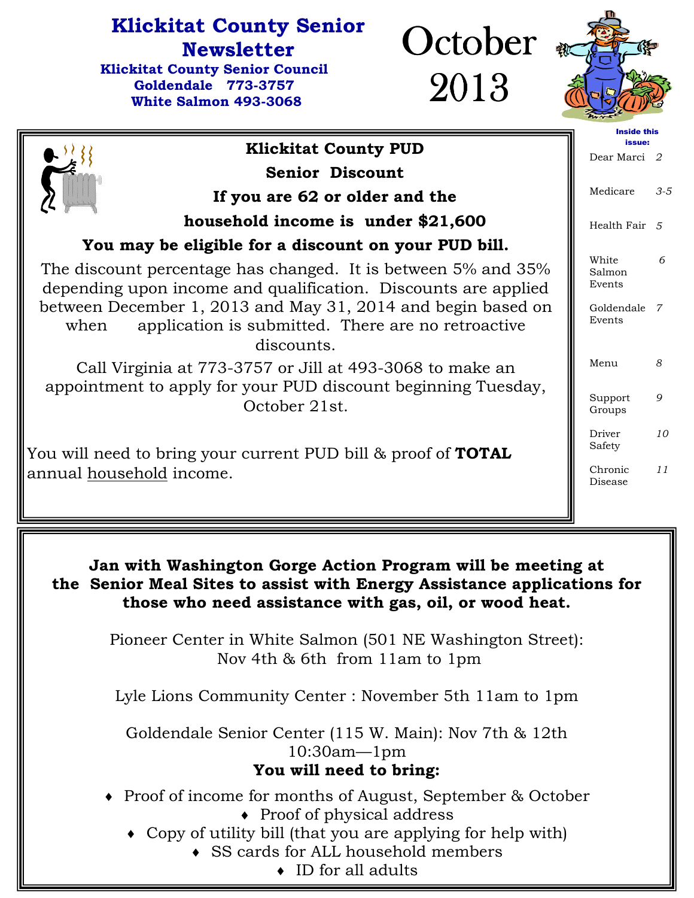# Klickitat County Senior Newsletter

**Klickitat County Senior Council**
**Goldendale 773-3757**
**White Salmon 493-3068**

# October 2013

**Inside this issue:**

| | |
|---|---|
| Dear Marci | 2 |
| Medicare | 3-5 |
| Health Fair | 5 |
| White Salmon Events | 6 |
| Goldendale Events | 7 |
| Menu | 8 |
| Support Groups | 9 |
| Driver Safety | 10 |
| Chronic Disease | 11 |

## Klickitat County PUD Senior Discount

**If you are 62 or older and the household income is under $21,600**

**You may be eligible for a discount on your PUD bill.**

The discount percentage has changed. It is between 5% and 35% depending upon income and qualification. Discounts are applied between December 1, 2013 and May 31, 2014 and begin based on when application is submitted. There are no retroactive discounts.

Call Virginia at 773-3757 or Jill at 493-3068 to make an appointment to apply for your PUD discount beginning Tuesday, October 21st.

You will need to bring your current PUD bill & proof of **TOTAL** annual household income.

---

**Jan with Washington Gorge Action Program will be meeting at the Senior Meal Sites to assist with Energy Assistance applications for those who need assistance with gas, oil, or wood heat.**

Pioneer Center in White Salmon (501 NE Washington Street): Nov 4th & 6th from 11am to 1pm

Lyle Lions Community Center : November 5th 11am to 1pm

Goldendale Senior Center (115 W. Main): Nov 7th & 12th 10:30am—1pm

**You will need to bring:**

- Proof of income for months of August, September & October
- Proof of physical address
- Copy of utility bill (that you are applying for help with)
- SS cards for ALL household members
- ID for all adults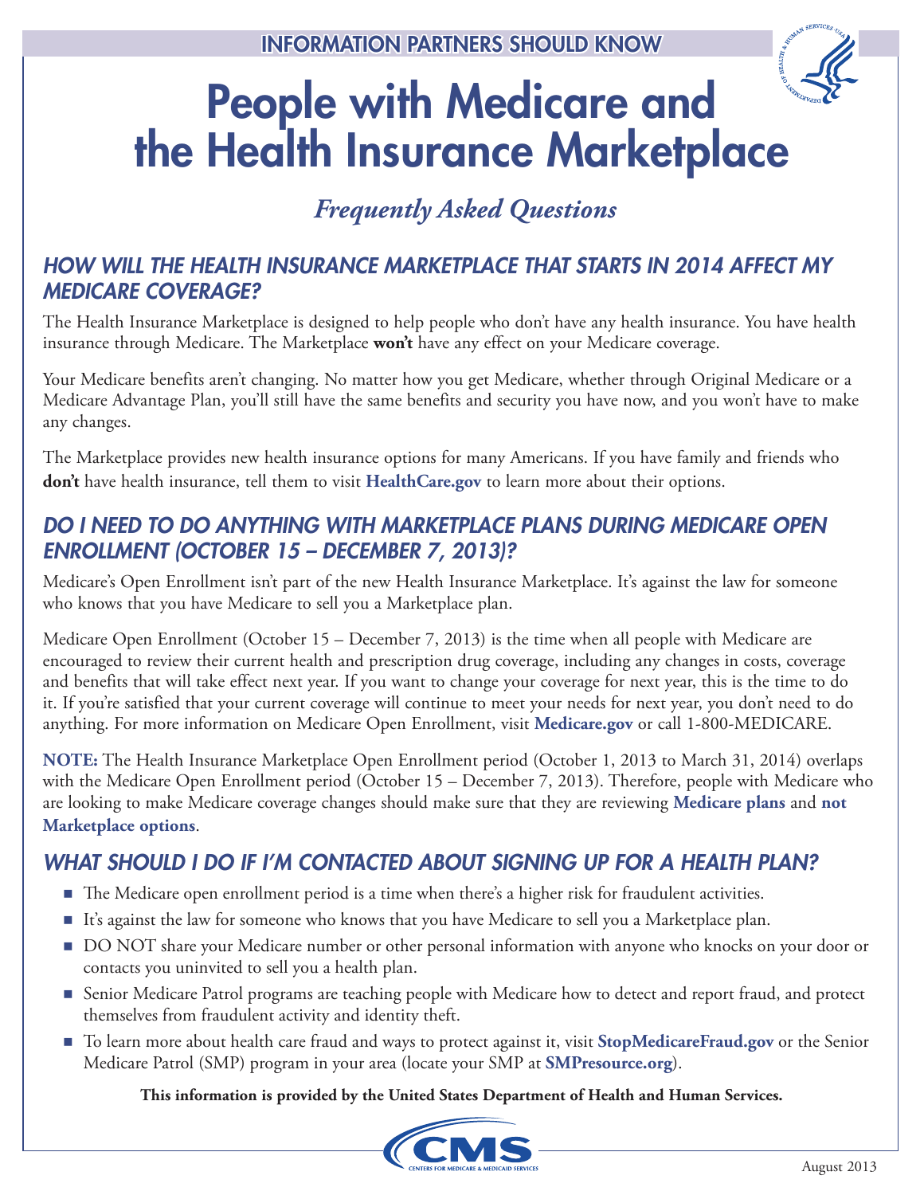INFORMATION PARTNERS SHOULD KNOW

# People with Medicare and the Health Insurance Marketplace

## *Frequently Asked Questions*

### *HOW WILL THE HEALTH INSURANCE MARKETPLACE THAT STARTS IN 2014 AFFECT MY MEDICARE COVERAGE?*

The Health Insurance Marketplace is designed to help people who don't have any health insurance. You have health insurance through Medicare. The Marketplace **won't** have any effect on your Medicare coverage.

Your Medicare benefits aren't changing. No matter how you get Medicare, whether through Original Medicare or a Medicare Advantage Plan, you'll still have the same benefits and security you have now, and you won't have to make any changes.

The Marketplace provides new health insurance options for many Americans. If you have family and friends who **don't** have health insurance, tell them to visit **HealthCare.gov** to learn more about their options.

### *DO I NEED TO DO ANYTHING WITH MARKETPLACE PLANS DURING MEDICARE OPEN ENROLLMENT (OCTOBER 15 – DECEMBER 7, 2013)?*

Medicare's Open Enrollment isn't part of the new Health Insurance Marketplace. It's against the law for someone who knows that you have Medicare to sell you a Marketplace plan.

Medicare Open Enrollment (October 15 – December 7, 2013) is the time when all people with Medicare are encouraged to review their current health and prescription drug coverage, including any changes in costs, coverage and benefits that will take effect next year. If you want to change your coverage for next year, this is the time to do it. If you're satisfied that your current coverage will continue to meet your needs for next year, you don't need to do anything. For more information on Medicare Open Enrollment, visit **Medicare.gov** or call 1-800-MEDICARE.

**NOTE:** The Health Insurance Marketplace Open Enrollment period (October 1, 2013 to March 31, 2014) overlaps with the Medicare Open Enrollment period (October 15 – December 7, 2013). Therefore, people with Medicare who are looking to make Medicare coverage changes should make sure that they are reviewing **Medicare plans** and **not Marketplace options**.

### *WHAT SHOULD I DO IF I'M CONTACTED ABOUT SIGNING UP FOR A HEALTH PLAN?*

- The Medicare open enrollment period is a time when there's a higher risk for fraudulent activities.
- It's against the law for someone who knows that you have Medicare to sell you a Marketplace plan.
- DO NOT share your Medicare number or other personal information with anyone who knocks on your door or contacts you uninvited to sell you a health plan.
- Senior Medicare Patrol programs are teaching people with Medicare how to detect and report fraud, and protect themselves from fraudulent activity and identity theft.
- To learn more about health care fraud and ways to protect against it, visit **StopMedicareFraud.gov** or the Senior Medicare Patrol (SMP) program in your area (locate your SMP at **SMPresource.org**).

**This information is provided by the United States Department of Health and Human Services.**

CMS
CENTERS FOR MEDICARE & MEDICAID SERVICES

August 2013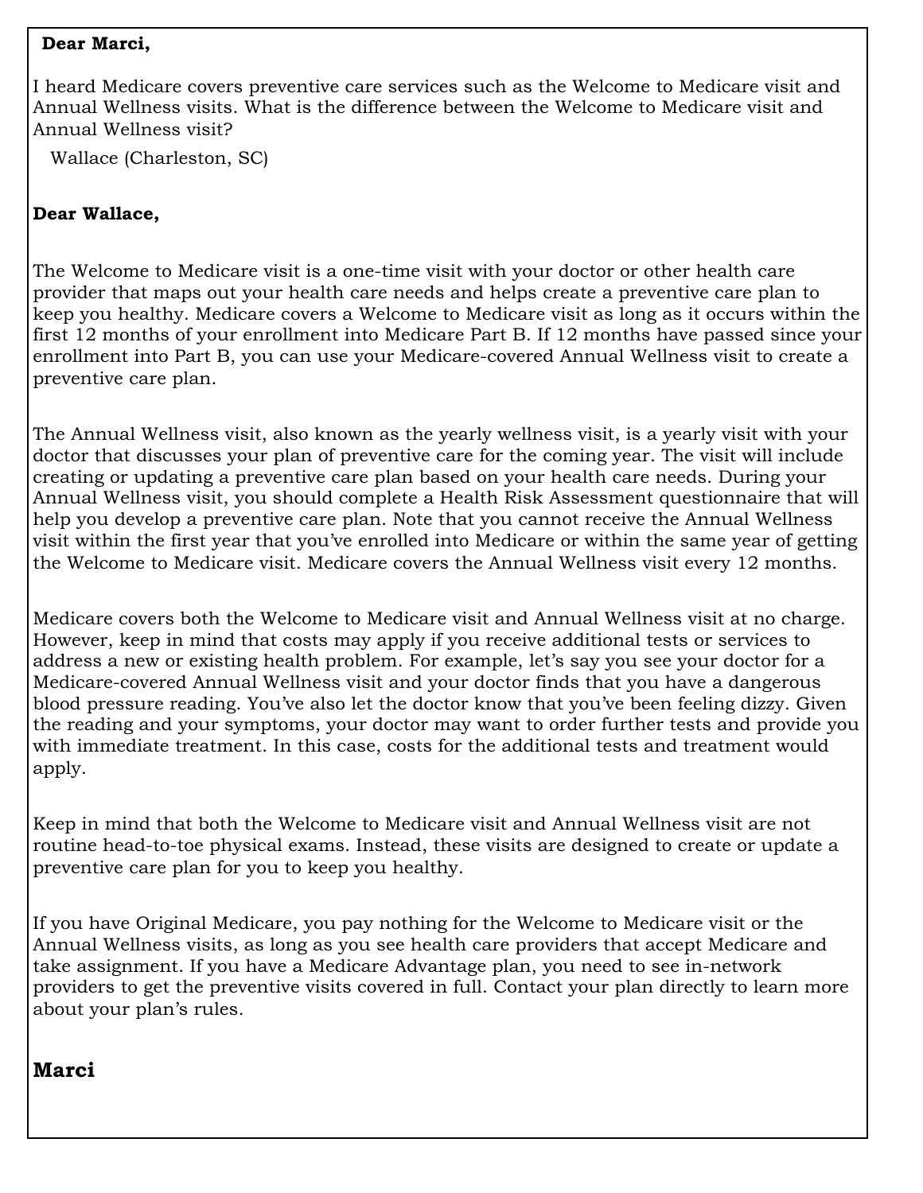**Dear Marci,**

I heard Medicare covers preventive care services such as the Welcome to Medicare visit and Annual Wellness visits. What is the difference between the Welcome to Medicare visit and Annual Wellness visit?

Wallace (Charleston, SC)

**Dear Wallace,**

The Welcome to Medicare visit is a one-time visit with your doctor or other health care provider that maps out your health care needs and helps create a preventive care plan to keep you healthy. Medicare covers a Welcome to Medicare visit as long as it occurs within the first 12 months of your enrollment into Medicare Part B. If 12 months have passed since your enrollment into Part B, you can use your Medicare-covered Annual Wellness visit to create a preventive care plan.

The Annual Wellness visit, also known as the yearly wellness visit, is a yearly visit with your doctor that discusses your plan of preventive care for the coming year. The visit will include creating or updating a preventive care plan based on your health care needs. During your Annual Wellness visit, you should complete a Health Risk Assessment questionnaire that will help you develop a preventive care plan. Note that you cannot receive the Annual Wellness visit within the first year that you've enrolled into Medicare or within the same year of getting the Welcome to Medicare visit. Medicare covers the Annual Wellness visit every 12 months.

Medicare covers both the Welcome to Medicare visit and Annual Wellness visit at no charge. However, keep in mind that costs may apply if you receive additional tests or services to address a new or existing health problem. For example, let's say you see your doctor for a Medicare-covered Annual Wellness visit and your doctor finds that you have a dangerous blood pressure reading. You've also let the doctor know that you've been feeling dizzy. Given the reading and your symptoms, your doctor may want to order further tests and provide you with immediate treatment. In this case, costs for the additional tests and treatment would apply.

Keep in mind that both the Welcome to Medicare visit and Annual Wellness visit are not routine head-to-toe physical exams. Instead, these visits are designed to create or update a preventive care plan for you to keep you healthy.

If you have Original Medicare, you pay nothing for the Welcome to Medicare visit or the Annual Wellness visits, as long as you see health care providers that accept Medicare and take assignment. If you have a Medicare Advantage plan, you need to see in-network providers to get the preventive visits covered in full. Contact your plan directly to learn more about your plan's rules.

**Marci**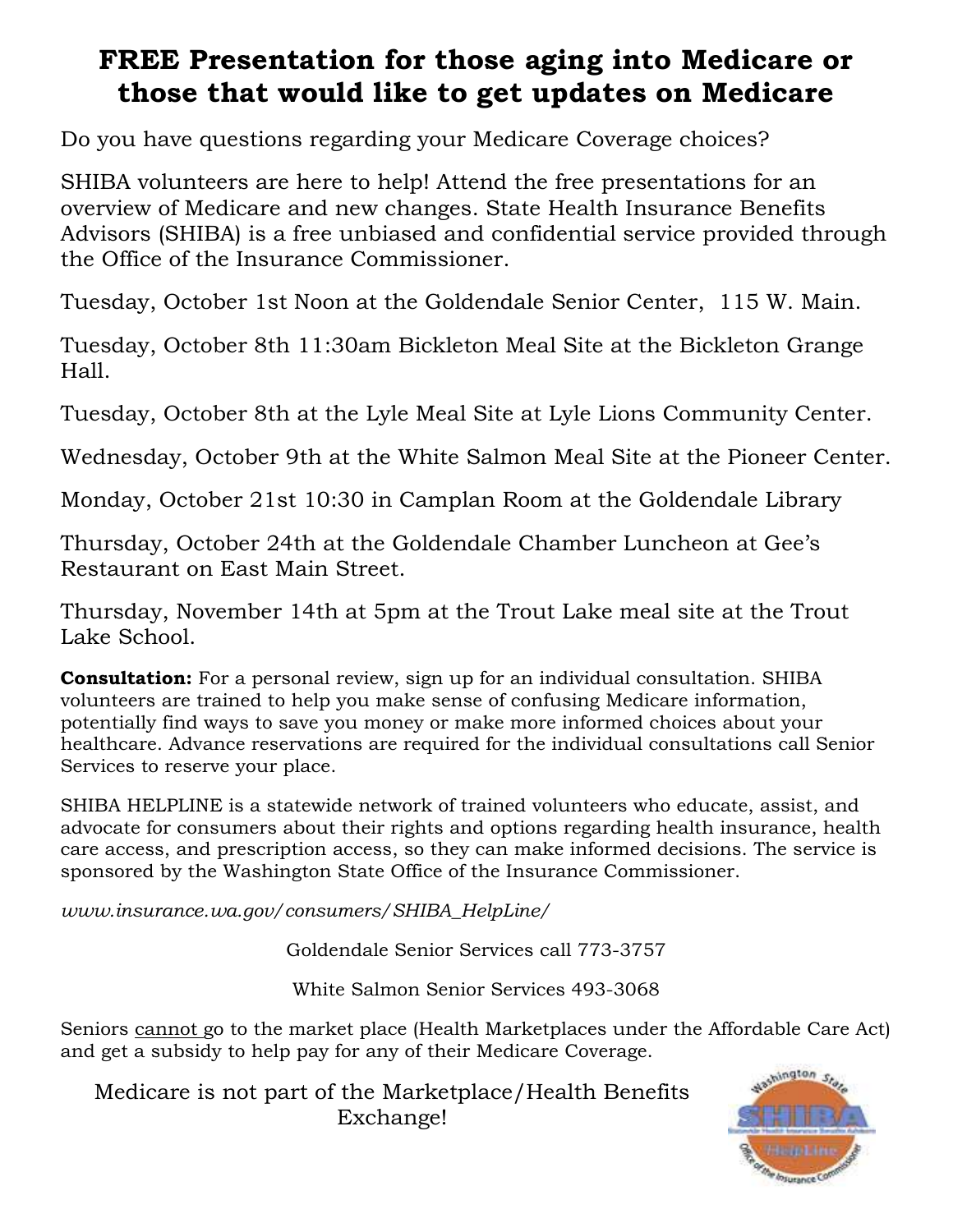# FREE Presentation for those aging into Medicare or those that would like to get updates on Medicare

Do you have questions regarding your Medicare Coverage choices?

SHIBA volunteers are here to help! Attend the free presentations for an overview of Medicare and new changes. State Health Insurance Benefits Advisors (SHIBA) is a free unbiased and confidential service provided through the Office of the Insurance Commissioner.

Tuesday, October 1st Noon at the Goldendale Senior Center, 115 W. Main.

Tuesday, October 8th 11:30am Bickleton Meal Site at the Bickleton Grange Hall.

Tuesday, October 8th at the Lyle Meal Site at Lyle Lions Community Center.

Wednesday, October 9th at the White Salmon Meal Site at the Pioneer Center.

Monday, October 21st 10:30 in Camplan Room at the Goldendale Library

Thursday, October 24th at the Goldendale Chamber Luncheon at Gee's Restaurant on East Main Street.

Thursday, November 14th at 5pm at the Trout Lake meal site at the Trout Lake School.

**Consultation:** For a personal review, sign up for an individual consultation. SHIBA volunteers are trained to help you make sense of confusing Medicare information, potentially find ways to save you money or make more informed choices about your healthcare. Advance reservations are required for the individual consultations call Senior Services to reserve your place.

SHIBA HELPLINE is a statewide network of trained volunteers who educate, assist, and advocate for consumers about their rights and options regarding health insurance, health care access, and prescription access, so they can make informed decisions. The service is sponsored by the Washington State Office of the Insurance Commissioner.

*www.insurance.wa.gov/consumers/SHIBA_HelpLine/*

Goldendale Senior Services call 773-3757

White Salmon Senior Services 493-3068

Seniors cannot go to the market place (Health Marketplaces under the Affordable Care Act) and get a subsidy to help pay for any of their Medicare Coverage.

Medicare is not part of the Marketplace/Health Benefits Exchange!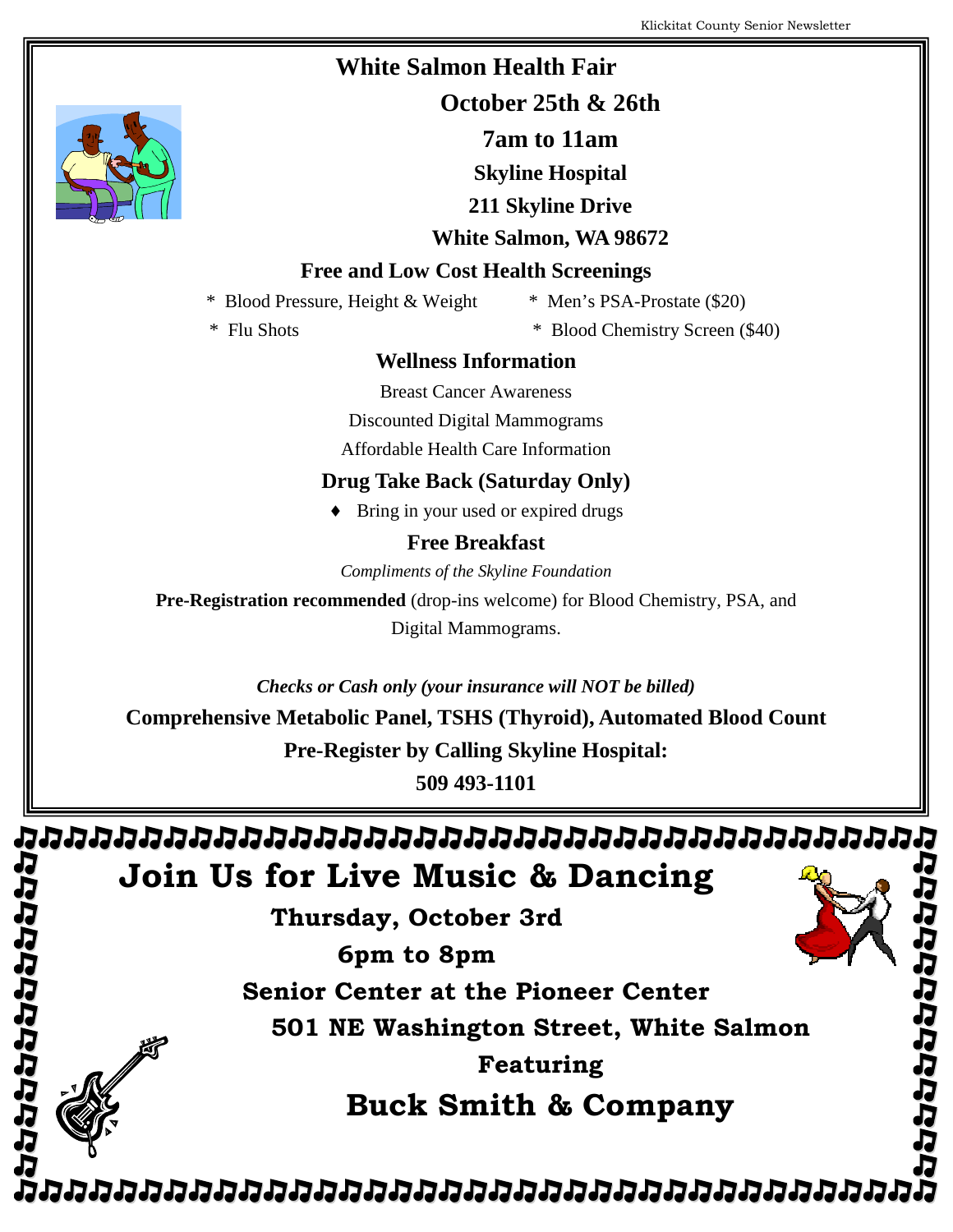# White Salmon Health Fair

**October 25th & 26th**

**7am to 11am**

**Skyline Hospital**

**211 Skyline Drive**

**White Salmon, WA 98672**

## Free and Low Cost Health Screenings

* Blood Pressure, Height & Weight
* Flu Shots
* Men's PSA-Prostate ($20)
* Blood Chemistry Screen ($40)

## Wellness Information

Breast Cancer Awareness

Discounted Digital Mammograms

Affordable Health Care Information

## Drug Take Back (Saturday Only)

- Bring in your used or expired drugs

## Free Breakfast

*Compliments of the Skyline Foundation*

**Pre-Registration recommended** (drop-ins welcome) for Blood Chemistry, PSA, and Digital Mammograms.

***Checks or Cash only (your insurance will NOT be billed)***

**Comprehensive Metabolic Panel, TSHS (Thyroid), Automated Blood Count**

**Pre-Register by Calling Skyline Hospital:**

**509 493-1101**

# Join Us for Live Music & Dancing

**Thursday, October 3rd**

**6pm to 8pm**

**Senior Center at the Pioneer Center**

**501 NE Washington Street, White Salmon**

**Featuring**

## Buck Smith & Company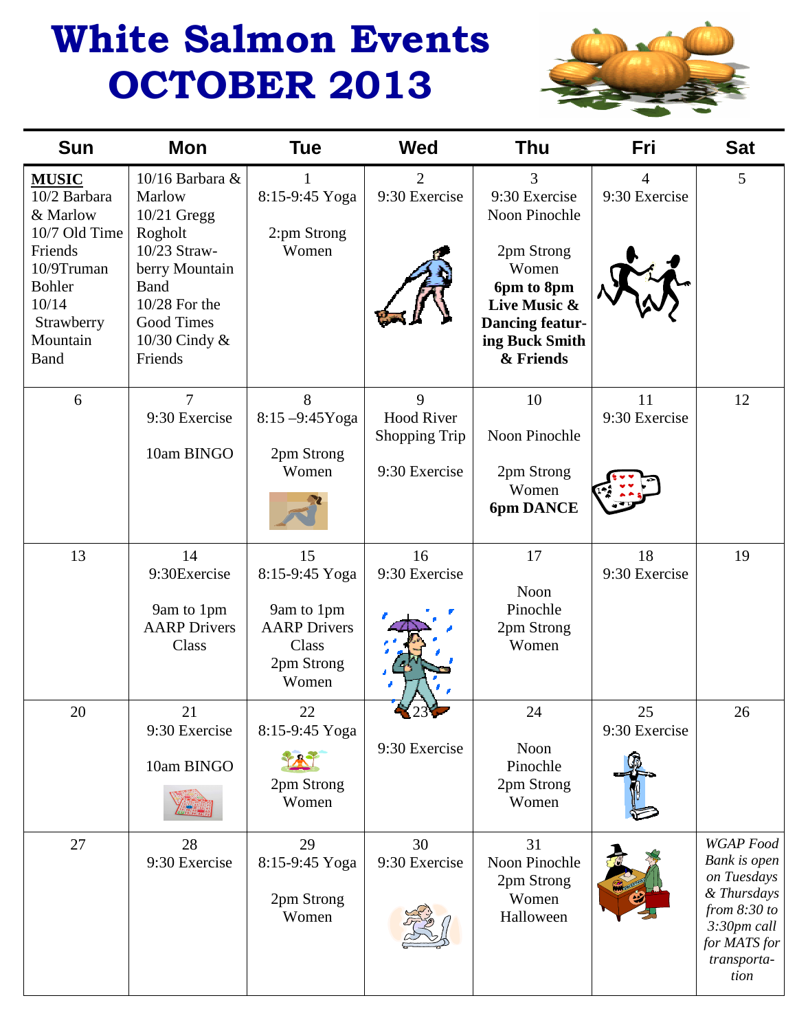# White Salmon Events
# OCTOBER 2013

| Sun | Mon | Tue | Wed | Thu | Fri | Sat |
|---|---|---|---|---|---|---|
| **MUSIC** 10/2 Barbara & Marlow 10/7 Old Time Friends 10/9Truman Bohler 10/14 Strawberry Mountain Band | 10/16 Barbara & Marlow 10/21 Gregg Rogholt 10/23 Strawberry Mountain Band 10/28 For the Good Times 10/30 Cindy & Friends | 1 8:15-9:45 Yoga 2:pm Strong Women | 2 9:30 Exercise | 3 9:30 Exercise Noon Pinochle 2pm Strong Women **6pm to 8pm Live Music & Dancing featuring Buck Smith & Friends** | 4 9:30 Exercise | 5 |
| 6 | 7 9:30 Exercise 10am BINGO | 8 8:15 –9:45Yoga 2pm Strong Women | 9 Hood River Shopping Trip 9:30 Exercise | 10 Noon Pinochle 2pm Strong Women **6pm DANCE** | 11 9:30 Exercise | 12 |
| 13 | 14 9:30Exercise 9am to 1pm AARP Drivers Class | 15 8:15-9:45 Yoga 9am to 1pm AARP Drivers Class 2pm Strong Women | 16 9:30 Exercise | 17 Noon Pinochle 2pm Strong Women | 18 9:30 Exercise | 19 |
| 20 | 21 9:30 Exercise 10am BINGO | 22 8:15-9:45 Yoga 2pm Strong Women | 23 9:30 Exercise | 24 Noon Pinochle 2pm Strong Women | 25 9:30 Exercise | 26 |
| 27 | 28 9:30 Exercise | 29 8:15-9:45 Yoga 2pm Strong Women | 30 9:30 Exercise | 31 Noon Pinochle 2pm Strong Women Halloween | | *WGAP Food Bank is open on Tuesdays & Thursdays from 8:30 to 3:30pm call for MATS for transportation* |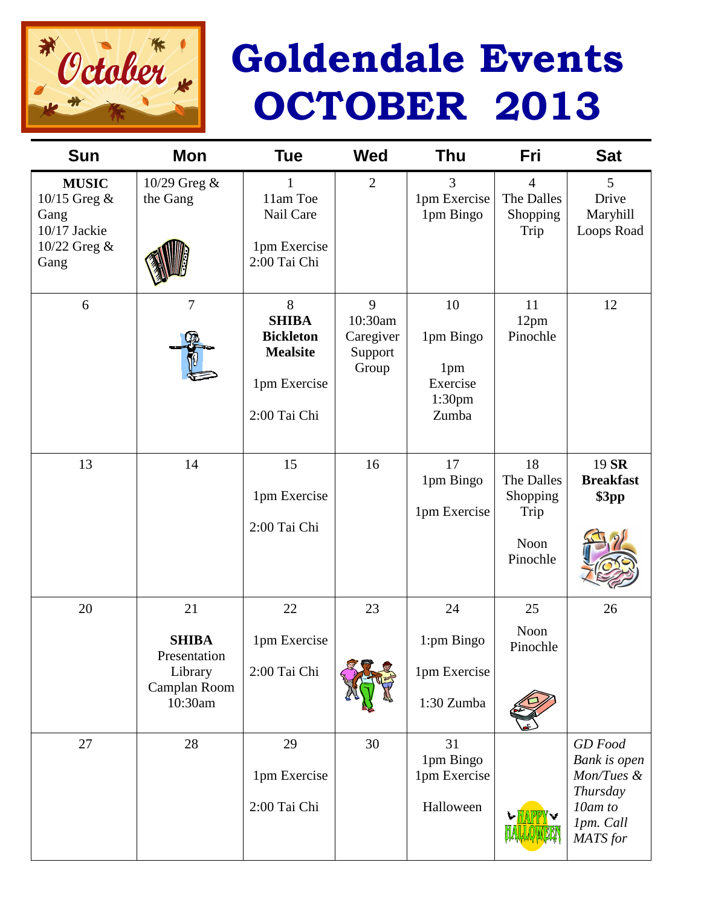# Goldendale Events
# OCTOBER 2013

| Sun | Mon | Tue | Wed | Thu | Fri | Sat |
|---|---|---|---|---|---|---|
| **MUSIC** 10/15 Greg & Gang 10/17 Jackie 10/22 Greg & Gang | 10/29 Greg & the Gang | 1 11am Toe Nail Care 1pm Exercise 2:00 Tai Chi | 2 | 3 1pm Exercise 1pm Bingo | 4 The Dalles Shopping Trip | 5 Drive Maryhill Loops Road |
| 6 | 7 | 8 **SHIBA Bickleton Mealsite** 1pm Exercise 2:00 Tai Chi | 9 10:30am Caregiver Support Group | 10 1pm Bingo 1pm Exercise 1:30pm Zumba | 11 12pm Pinochle | 12 |
| 13 | 14 | 15 1pm Exercise 2:00 Tai Chi | 16 | 17 1pm Bingo 1pm Exercise | 18 The Dalles Shopping Trip Noon Pinochle | 19 **SR Breakfast $3pp** |
| 20 | 21 **SHIBA** Presentation Library Camplan Room 10:30am | 22 1pm Exercise 2:00 Tai Chi | 23 | 24 1:pm Bingo 1pm Exercise 1:30 Zumba | 25 Noon Pinochle | 26 |
| 27 | 28 | 29 1pm Exercise 2:00 Tai Chi | 30 | 31 1pm Bingo 1pm Exercise Halloween | HAPPY HALLOWEEN | *GD Food Bank is open Mon/Tues & Thursday 10am to 1pm. Call MATS for* |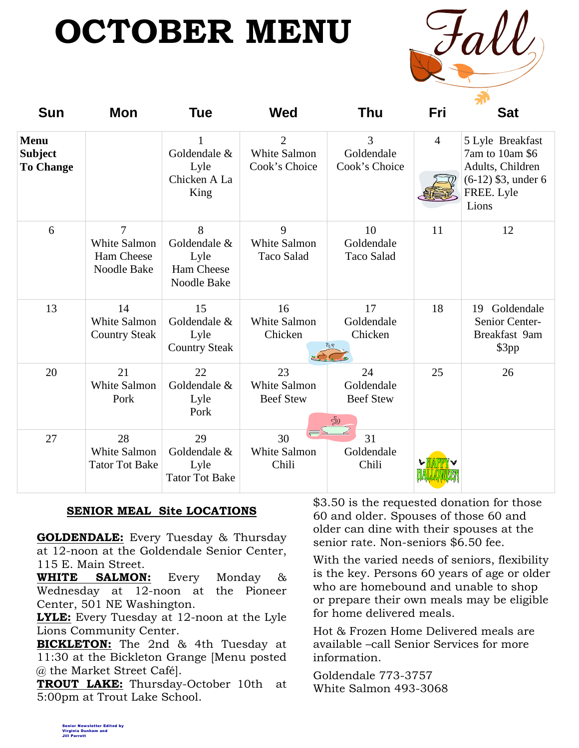# OCTOBER MENU

Fall

| Sun | Mon | Tue | Wed | Thu | Fri | Sat |
|---|---|---|---|---|---|---|
| **Menu Subject To Change** | | 1 Goldendale & Lyle Chicken A La King | 2 White Salmon Cook's Choice | 3 Goldendale Cook's Choice | 4 | 5 Lyle Breakfast 7am to 10am $6 Adults, Children (6-12) $3, under 6 FREE. Lyle Lions |
| 6 | 7 White Salmon Ham Cheese Noodle Bake | 8 Goldendale & Lyle Ham Cheese Noodle Bake | 9 White Salmon Taco Salad | 10 Goldendale Taco Salad | 11 | 12 |
| 13 | 14 White Salmon Country Steak | 15 Goldendale & Lyle Country Steak | 16 White Salmon Chicken | 17 Goldendale Chicken | 18 | 19 Goldendale Senior Center-Breakfast 9am $3pp |
| 20 | 21 White Salmon Pork | 22 Goldendale & Lyle Pork | 23 White Salmon Beef Stew | 24 Goldendale Beef Stew | 25 | 26 |
| 27 | 28 White Salmon Tator Tot Bake | 29 Goldendale & Lyle Tator Tot Bake | 30 White Salmon Chili | 31 Goldendale Chili | HAPPY HALLOWEEN | |

## SENIOR MEAL Site LOCATIONS

**GOLDENDALE:** Every Tuesday & Thursday at 12-noon at the Goldendale Senior Center, 115 E. Main Street.

**WHITE SALMON:** Every Monday & Wednesday at 12-noon at the Pioneer Center, 501 NE Washington.

**LYLE:** Every Tuesday at 12-noon at the Lyle Lions Community Center.

**BICKLETON:** The 2nd & 4th Tuesday at 11:30 at the Bickleton Grange [Menu posted @ the Market Street Café].

**TROUT LAKE:** Thursday-October 10th at 5:00pm at Trout Lake School.

$3.50 is the requested donation for those 60 and older. Spouses of those 60 and older can dine with their spouses at the senior rate. Non-seniors $6.50 fee.

With the varied needs of seniors, flexibility is the key. Persons 60 years of age or older who are homebound and unable to shop or prepare their own meals may be eligible for home delivered meals.

Hot & Frozen Home Delivered meals are available –call Senior Services for more information.

Goldendale 773-3757
White Salmon 493-3068

Senior Newsletter Edited by Virginia Dunham and Jill Parrott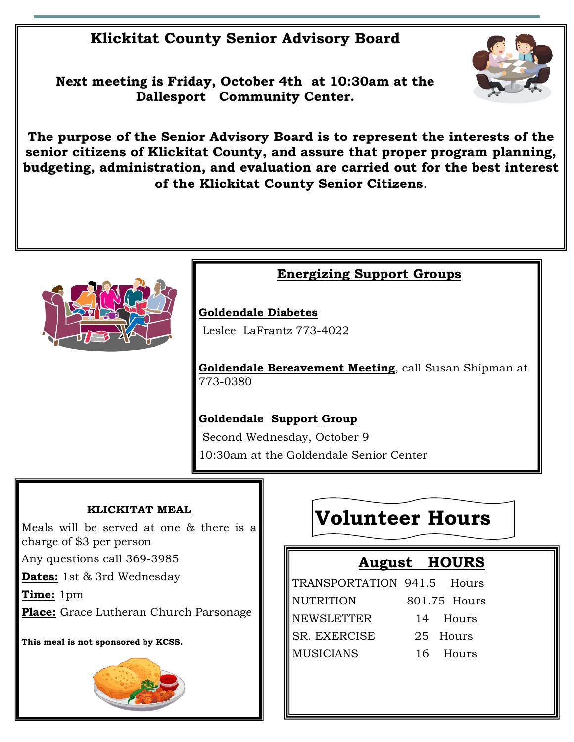## Klickitat County Senior Advisory Board

**Next meeting is Friday, October 4th at 10:30am at the Dallesport Community Center.**

**The purpose of the Senior Advisory Board is to represent the interests of the senior citizens of Klickitat County, and assure that proper program planning, budgeting, administration, and evaluation are carried out for the best interest of the Klickitat County Senior Citizens**.

## Energizing Support Groups

**Goldendale Diabetes**

Leslee LaFrantz 773-4022

**Goldendale Bereavement Meeting**, call Susan Shipman at 773-0380

**Goldendale Support Group**

Second Wednesday, October 9

10:30am at the Goldendale Senior Center

## KLICKITAT MEAL

Meals will be served at one & there is a charge of $3 per person

Any questions call 369-3985

**Dates:** 1st & 3rd Wednesday

**Time:** 1pm

**Place:** Grace Lutheran Church Parsonage

**This meal is not sponsored by KCSS.**

# Volunteer Hours

## August HOURS

| | | |
|---|---|---|
| TRANSPORTATION | 941.5 | Hours |
| NUTRITION | 801.75 | Hours |
| NEWSLETTER | 14 | Hours |
| SR. EXERCISE | 25 | Hours |
| MUSICIANS | 16 | Hours |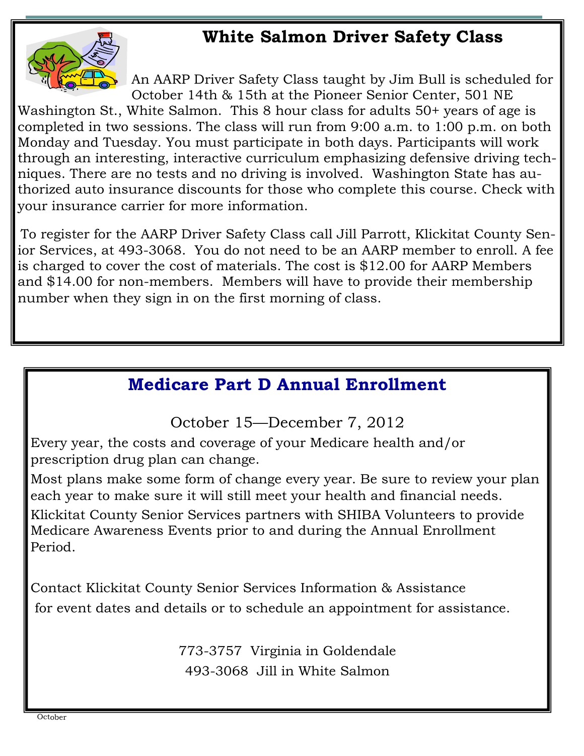## White Salmon Driver Safety Class

An AARP Driver Safety Class taught by Jim Bull is scheduled for October 14th & 15th at the Pioneer Senior Center, 501 NE Washington St., White Salmon. This 8 hour class for adults 50+ years of age is completed in two sessions. The class will run from 9:00 a.m. to 1:00 p.m. on both Monday and Tuesday. You must participate in both days. Participants will work through an interesting, interactive curriculum emphasizing defensive driving techniques. There are no tests and no driving is involved. Washington State has authorized auto insurance discounts for those who complete this course. Check with your insurance carrier for more information.

To register for the AARP Driver Safety Class call Jill Parrott, Klickitat County Senior Services, at 493-3068. You do not need to be an AARP member to enroll. A fee is charged to cover the cost of materials. The cost is $12.00 for AARP Members and $14.00 for non-members. Members will have to provide their membership number when they sign in on the first morning of class.

## Medicare Part D Annual Enrollment

October 15—December 7, 2012

Every year, the costs and coverage of your Medicare health and/or prescription drug plan can change.

Most plans make some form of change every year. Be sure to review your plan each year to make sure it will still meet your health and financial needs.

Klickitat County Senior Services partners with SHIBA Volunteers to provide Medicare Awareness Events prior to and during the Annual Enrollment Period.

Contact Klickitat County Senior Services Information & Assistance for event dates and details or to schedule an appointment for assistance.

773-3757 Virginia in Goldendale

493-3068 Jill in White Salmon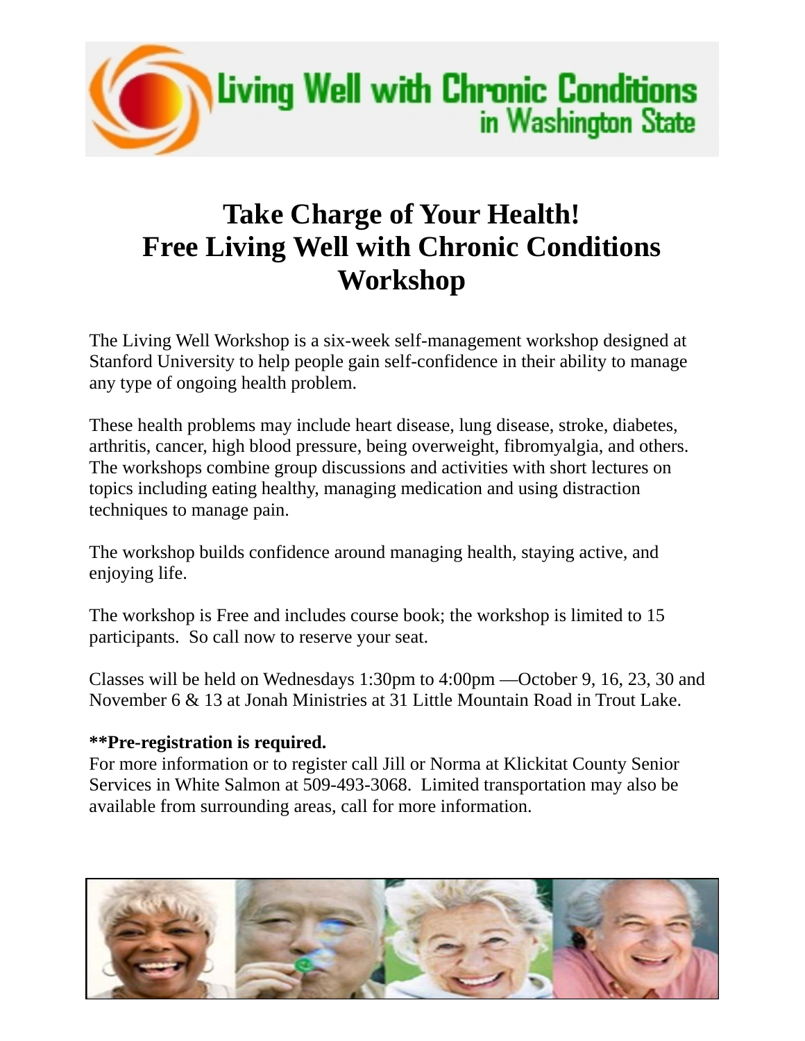Living Well with Chronic Conditions in Washington State

# Take Charge of Your Health!
# Free Living Well with Chronic Conditions Workshop

The Living Well Workshop is a six-week self-management workshop designed at Stanford University to help people gain self-confidence in their ability to manage any type of ongoing health problem.

These health problems may include heart disease, lung disease, stroke, diabetes, arthritis, cancer, high blood pressure, being overweight, fibromyalgia, and others. The workshops combine group discussions and activities with short lectures on topics including eating healthy, managing medication and using distraction techniques to manage pain.

The workshop builds confidence around managing health, staying active, and enjoying life.

The workshop is Free and includes course book; the workshop is limited to 15 participants. So call now to reserve your seat.

Classes will be held on Wednesdays 1:30pm to 4:00pm —October 9, 16, 23, 30 and November 6 & 13 at Jonah Ministries at 31 Little Mountain Road in Trout Lake.

**\*\*Pre-registration is required.**
For more information or to register call Jill or Norma at Klickitat County Senior Services in White Salmon at 509-493-3068. Limited transportation may also be available from surrounding areas, call for more information.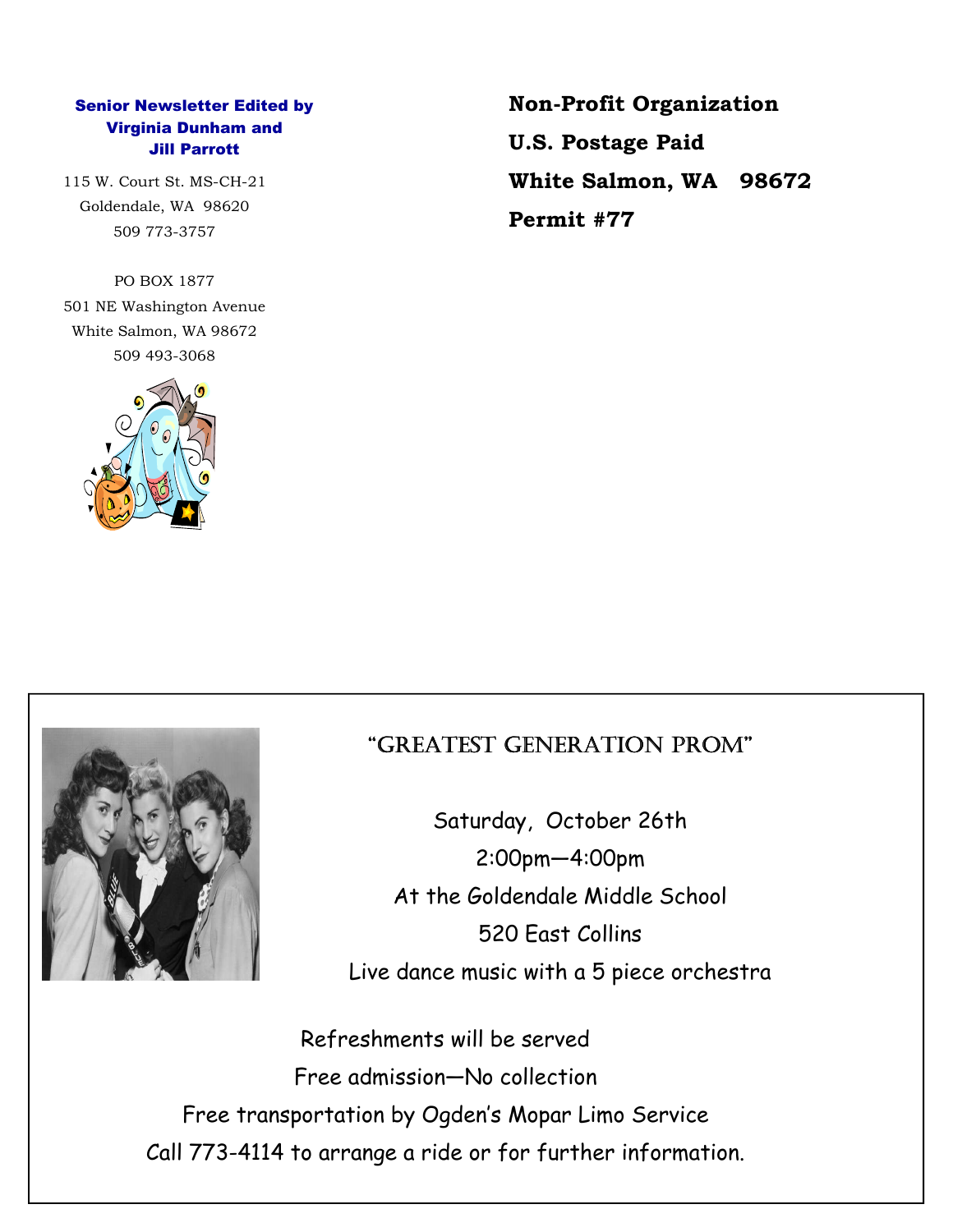**Senior Newsletter Edited by Virginia Dunham and Jill Parrott**

115 W. Court St. MS-CH-21
Goldendale, WA 98620
509 773-3757

PO BOX 1877
501 NE Washington Avenue
White Salmon, WA 98672
509 493-3068

**Non-Profit Organization**
**U.S. Postage Paid**
**White Salmon, WA 98672**
**Permit #77**

## "Greatest Generation Prom"

Saturday, October 26th
2:00pm—4:00pm
At the Goldendale Middle School
520 East Collins
Live dance music with a 5 piece orchestra

Refreshments will be served
Free admission—No collection
Free transportation by Ogden's Mopar Limo Service
Call 773-4114 to arrange a ride or for further information.